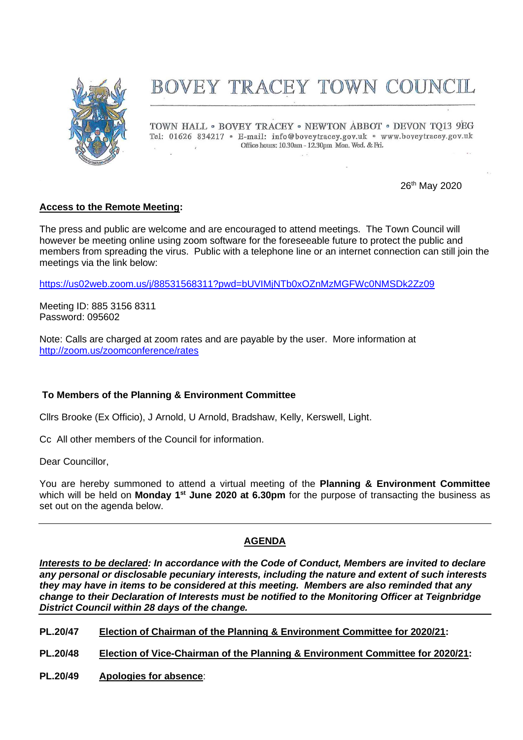# BOVEY TRACEY TOWN COUNCIL

TOWN HALL • BOVEY TRACEY • NEWTON ABBOT • DEVON TQ13 9EG
Tel: 01626 834217 • E-mail: info@boveytracey.gov.uk • www.boveytracey.gov.uk
Office hours: 10.30am - 12.30pm Mon. Wed. & Fri.

26th May 2020

**Access to the Remote Meeting:**

The press and public are welcome and are encouraged to attend meetings. The Town Council will however be meeting online using zoom software for the foreseeable future to protect the public and members from spreading the virus. Public with a telephone line or an internet connection can still join the meetings via the link below:

https://us02web.zoom.us/j/88531568311?pwd=bUVIMjNTb0xOZnMzMGFWc0NMSDk2Zz09

Meeting ID: 885 3156 8311
Password: 095602

Note: Calls are charged at zoom rates and are payable by the user. More information at http://zoom.us/zoomconference/rates

**To Members of the Planning & Environment Committee**

Cllrs Brooke (Ex Officio), J Arnold, U Arnold, Bradshaw, Kelly, Kerswell, Light.

Cc All other members of the Council for information.

Dear Councillor,

You are hereby summoned to attend a virtual meeting of the **Planning & Environment Committee** which will be held on **Monday 1st June 2020 at 6.30pm** for the purpose of transacting the business as set out on the agenda below.

---

## AGENDA

***Interests to be declared*: In accordance with the Code of Conduct, Members are invited to declare any personal or disclosable pecuniary interests, including the nature and extent of such interests they may have in items to be considered at this meeting. Members are also reminded that any change to their Declaration of Interests must be notified to the Monitoring Officer at Teignbridge District Council within 28 days of the change.**

---

**PL.20/47** **Election of Chairman of the Planning & Environment Committee for 2020/21:**

**PL.20/48** **Election of Vice-Chairman of the Planning & Environment Committee for 2020/21:**

**PL.20/49** **Apologies for absence**: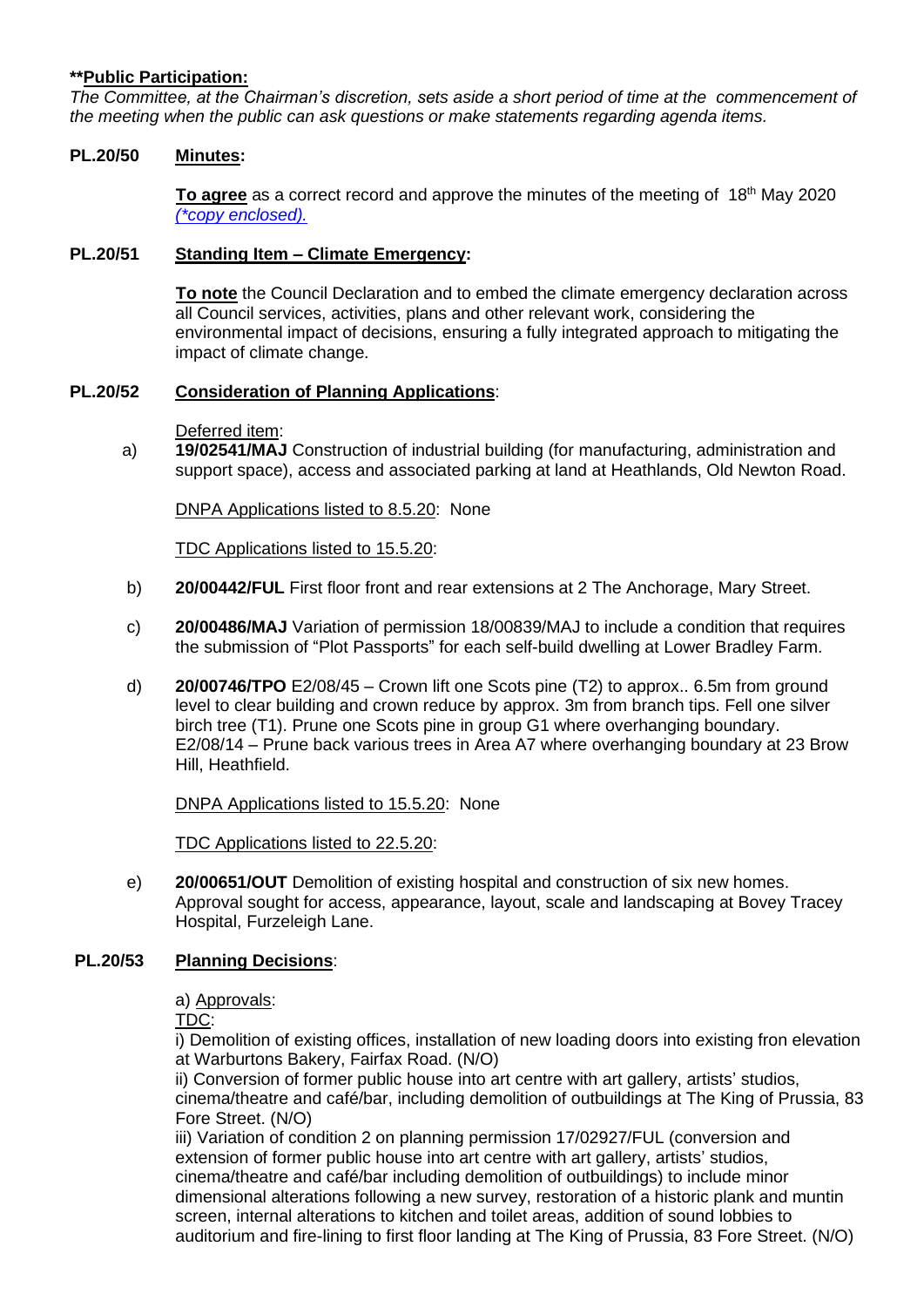**\*\*Public Participation:**

*The Committee, at the Chairman's discretion, sets aside a short period of time at the commencement of the meeting when the public can ask questions or make statements regarding agenda items.*

**PL.20/50 Minutes:**

**To agree** as a correct record and approve the minutes of the meeting of 18th May 2020 *(\*copy enclosed).*

**PL.20/51 Standing Item – Climate Emergency:**

**To note** the Council Declaration and to embed the climate emergency declaration across all Council services, activities, plans and other relevant work, considering the environmental impact of decisions, ensuring a fully integrated approach to mitigating the impact of climate change.

**PL.20/52 Consideration of Planning Applications:**

Deferred item:

a) **19/02541/MAJ** Construction of industrial building (for manufacturing, administration and support space), access and associated parking at land at Heathlands, Old Newton Road.

DNPA Applications listed to 8.5.20: None

TDC Applications listed to 15.5.20:

b) **20/00442/FUL** First floor front and rear extensions at 2 The Anchorage, Mary Street.

c) **20/00486/MAJ** Variation of permission 18/00839/MAJ to include a condition that requires the submission of "Plot Passports" for each self-build dwelling at Lower Bradley Farm.

d) **20/00746/TPO** E2/08/45 – Crown lift one Scots pine (T2) to approx.. 6.5m from ground level to clear building and crown reduce by approx. 3m from branch tips. Fell one silver birch tree (T1). Prune one Scots pine in group G1 where overhanging boundary. E2/08/14 – Prune back various trees in Area A7 where overhanging boundary at 23 Brow Hill, Heathfield.

DNPA Applications listed to 15.5.20: None

TDC Applications listed to 22.5.20:

e) **20/00651/OUT** Demolition of existing hospital and construction of six new homes. Approval sought for access, appearance, layout, scale and landscaping at Bovey Tracey Hospital, Furzeleigh Lane.

**PL.20/53 Planning Decisions:**

a) Approvals:

TDC:

i) Demolition of existing offices, installation of new loading doors into existing fron elevation at Warburtons Bakery, Fairfax Road. (N/O)

ii) Conversion of former public house into art centre with art gallery, artists' studios, cinema/theatre and café/bar, including demolition of outbuildings at The King of Prussia, 83 Fore Street. (N/O)

iii) Variation of condition 2 on planning permission 17/02927/FUL (conversion and extension of former public house into art centre with art gallery, artists' studios, cinema/theatre and café/bar including demolition of outbuildings) to include minor dimensional alterations following a new survey, restoration of a historic plank and muntin screen, internal alterations to kitchen and toilet areas, addition of sound lobbies to auditorium and fire-lining to first floor landing at The King of Prussia, 83 Fore Street. (N/O)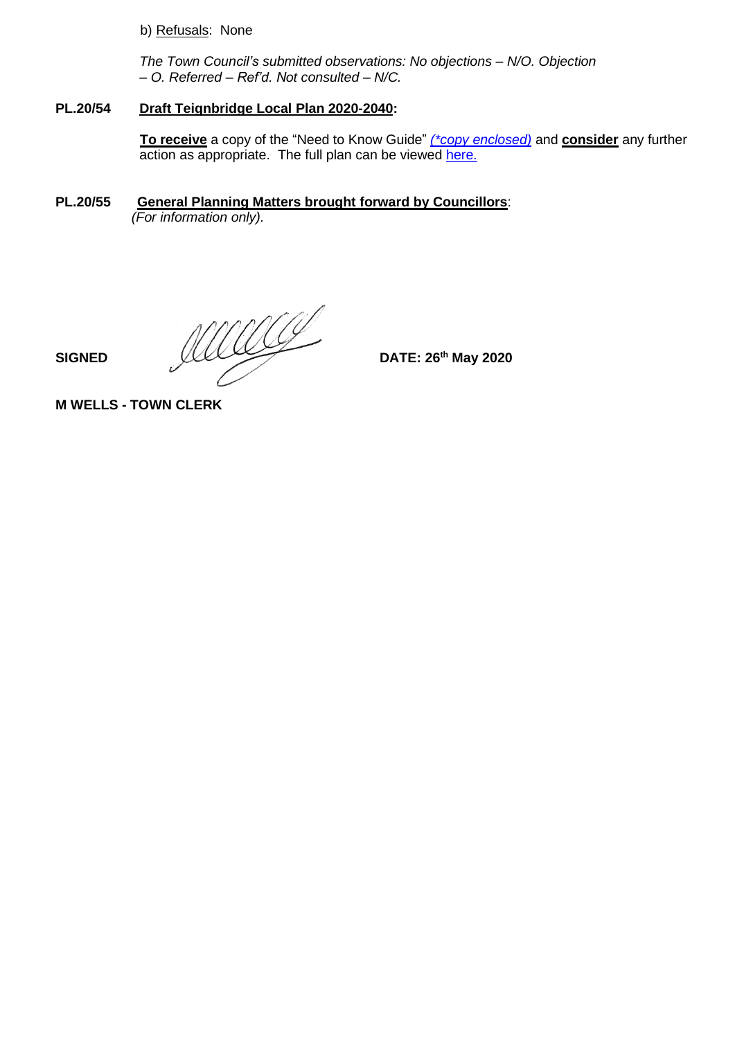b) Refusals: None

*The Town Council's submitted observations: No objections – N/O. Objection – O. Referred – Ref'd. Not consulted – N/C.*

**PL.20/54 Draft Teignbridge Local Plan 2020-2040:**

**To receive** a copy of the "Need to Know Guide" *(\*copy enclosed)* and **consider** any further action as appropriate. The full plan can be viewed here.

**PL.20/55 General Planning Matters brought forward by Councillors**:
*(For information only).*

**SIGNED** **DATE: 26th May 2020**

**M WELLS - TOWN CLERK**